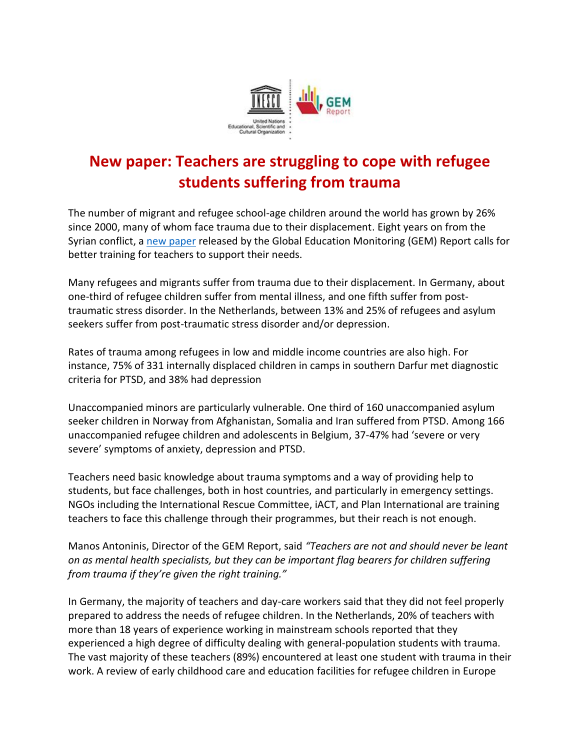# New paper: Teachers are struggling to cope with refugee students suffering from trauma

The number of migrant and refugee school-age children around the world has grown by 26% since 2000, many of whom face trauma due to their displacement. Eight years on from the Syrian conflict, a [new paper](#) released by the Global Education Monitoring (GEM) Report calls for better training for teachers to support their needs.

Many refugees and migrants suffer from trauma due to their displacement. In Germany, about one-third of refugee children suffer from mental illness, and one fifth suffer from post-traumatic stress disorder. In the Netherlands, between 13% and 25% of refugees and asylum seekers suffer from post-traumatic stress disorder and/or depression.

Rates of trauma among refugees in low and middle income countries are also high. For instance, 75% of 331 internally displaced children in camps in southern Darfur met diagnostic criteria for PTSD, and 38% had depression

Unaccompanied minors are particularly vulnerable. One third of 160 unaccompanied asylum seeker children in Norway from Afghanistan, Somalia and Iran suffered from PTSD. Among 166 unaccompanied refugee children and adolescents in Belgium, 37-47% had 'severe or very severe' symptoms of anxiety, depression and PTSD.

Teachers need basic knowledge about trauma symptoms and a way of providing help to students, but face challenges, both in host countries, and particularly in emergency settings. NGOs including the International Rescue Committee, iACT, and Plan International are training teachers to face this challenge through their programmes, but their reach is not enough.

Manos Antoninis, Director of the GEM Report, said *"Teachers are not and should never be leant on as mental health specialists, but they can be important flag bearers for children suffering from trauma if they're given the right training."*

In Germany, the majority of teachers and day-care workers said that they did not feel properly prepared to address the needs of refugee children. In the Netherlands, 20% of teachers with more than 18 years of experience working in mainstream schools reported that they experienced a high degree of difficulty dealing with general-population students with trauma. The vast majority of these teachers (89%) encountered at least one student with trauma in their work. A review of early childhood care and education facilities for refugee children in Europe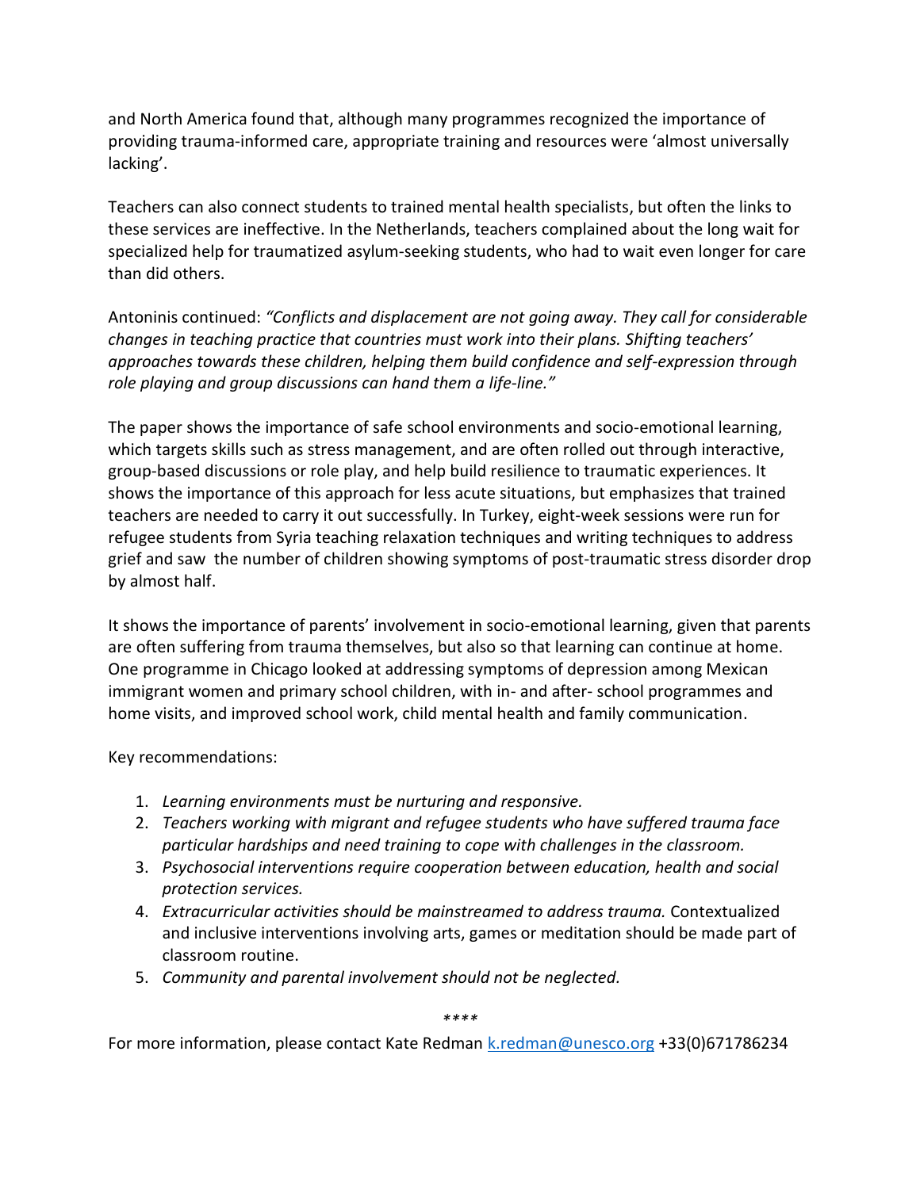and North America found that, although many programmes recognized the importance of providing trauma-informed care, appropriate training and resources were 'almost universally lacking'.

Teachers can also connect students to trained mental health specialists, but often the links to these services are ineffective. In the Netherlands, teachers complained about the long wait for specialized help for traumatized asylum-seeking students, who had to wait even longer for care than did others.

Antoninis continued: *"Conflicts and displacement are not going away. They call for considerable changes in teaching practice that countries must work into their plans. Shifting teachers' approaches towards these children, helping them build confidence and self-expression through role playing and group discussions can hand them a life-line."*

The paper shows the importance of safe school environments and socio-emotional learning, which targets skills such as stress management, and are often rolled out through interactive, group-based discussions or role play, and help build resilience to traumatic experiences. It shows the importance of this approach for less acute situations, but emphasizes that trained teachers are needed to carry it out successfully. In Turkey, eight-week sessions were run for refugee students from Syria teaching relaxation techniques and writing techniques to address grief and saw the number of children showing symptoms of post-traumatic stress disorder drop by almost half.

It shows the importance of parents' involvement in socio-emotional learning, given that parents are often suffering from trauma themselves, but also so that learning can continue at home. One programme in Chicago looked at addressing symptoms of depression among Mexican immigrant women and primary school children, with in- and after- school programmes and home visits, and improved school work, child mental health and family communication.

Key recommendations:

1. *Learning environments must be nurturing and responsive.*
2. *Teachers working with migrant and refugee students who have suffered trauma face particular hardships and need training to cope with challenges in the classroom.*
3. *Psychosocial interventions require cooperation between education, health and social protection services.*
4. *Extracurricular activities should be mainstreamed to address trauma.* Contextualized and inclusive interventions involving arts, games or meditation should be made part of classroom routine.
5. *Community and parental involvement should not be neglected.*

\*\*\*\*

For more information, please contact Kate Redman k.redman@unesco.org +33(0)671786234